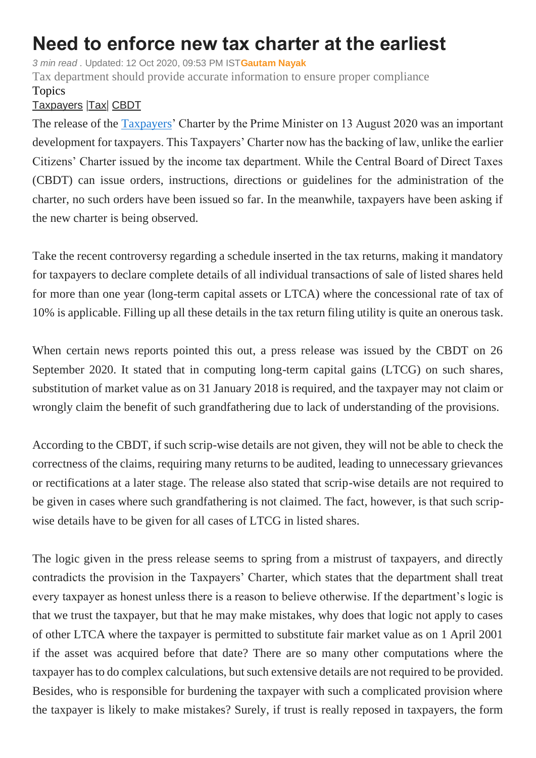# Need to enforce new tax charter at the earliest

*3 min read* . Updated: 12 Oct 2020, 09:53 PM IST **Gautam Nayak**

Tax department should provide accurate information to ensure proper compliance

Topics

Taxpayers |Tax| CBDT

The release of the Taxpayers' Charter by the Prime Minister on 13 August 2020 was an important development for taxpayers. This Taxpayers' Charter now has the backing of law, unlike the earlier Citizens' Charter issued by the income tax department. While the Central Board of Direct Taxes (CBDT) can issue orders, instructions, directions or guidelines for the administration of the charter, no such orders have been issued so far. In the meanwhile, taxpayers have been asking if the new charter is being observed.

Take the recent controversy regarding a schedule inserted in the tax returns, making it mandatory for taxpayers to declare complete details of all individual transactions of sale of listed shares held for more than one year (long-term capital assets or LTCA) where the concessional rate of tax of 10% is applicable. Filling up all these details in the tax return filing utility is quite an onerous task.

When certain news reports pointed this out, a press release was issued by the CBDT on 26 September 2020. It stated that in computing long-term capital gains (LTCG) on such shares, substitution of market value as on 31 January 2018 is required, and the taxpayer may not claim or wrongly claim the benefit of such grandfathering due to lack of understanding of the provisions.

According to the CBDT, if such scrip-wise details are not given, they will not be able to check the correctness of the claims, requiring many returns to be audited, leading to unnecessary grievances or rectifications at a later stage. The release also stated that scrip-wise details are not required to be given in cases where such grandfathering is not claimed. The fact, however, is that such scrip-wise details have to be given for all cases of LTCG in listed shares.

The logic given in the press release seems to spring from a mistrust of taxpayers, and directly contradicts the provision in the Taxpayers' Charter, which states that the department shall treat every taxpayer as honest unless there is a reason to believe otherwise. If the department's logic is that we trust the taxpayer, but that he may make mistakes, why does that logic not apply to cases of other LTCA where the taxpayer is permitted to substitute fair market value as on 1 April 2001 if the asset was acquired before that date? There are so many other computations where the taxpayer has to do complex calculations, but such extensive details are not required to be provided. Besides, who is responsible for burdening the taxpayer with such a complicated provision where the taxpayer is likely to make mistakes? Surely, if trust is really reposed in taxpayers, the form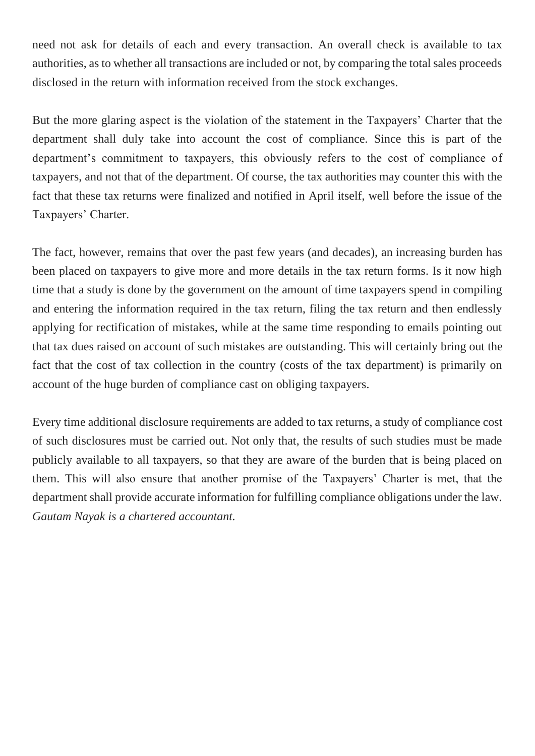need not ask for details of each and every transaction. An overall check is available to tax authorities, as to whether all transactions are included or not, by comparing the total sales proceeds disclosed in the return with information received from the stock exchanges.

But the more glaring aspect is the violation of the statement in the Taxpayers' Charter that the department shall duly take into account the cost of compliance. Since this is part of the department's commitment to taxpayers, this obviously refers to the cost of compliance of taxpayers, and not that of the department. Of course, the tax authorities may counter this with the fact that these tax returns were finalized and notified in April itself, well before the issue of the Taxpayers' Charter.

The fact, however, remains that over the past few years (and decades), an increasing burden has been placed on taxpayers to give more and more details in the tax return forms. Is it now high time that a study is done by the government on the amount of time taxpayers spend in compiling and entering the information required in the tax return, filing the tax return and then endlessly applying for rectification of mistakes, while at the same time responding to emails pointing out that tax dues raised on account of such mistakes are outstanding. This will certainly bring out the fact that the cost of tax collection in the country (costs of the tax department) is primarily on account of the huge burden of compliance cast on obliging taxpayers.

Every time additional disclosure requirements are added to tax returns, a study of compliance cost of such disclosures must be carried out. Not only that, the results of such studies must be made publicly available to all taxpayers, so that they are aware of the burden that is being placed on them. This will also ensure that another promise of the Taxpayers' Charter is met, that the department shall provide accurate information for fulfilling compliance obligations under the law.

*Gautam Nayak is a chartered accountant.*